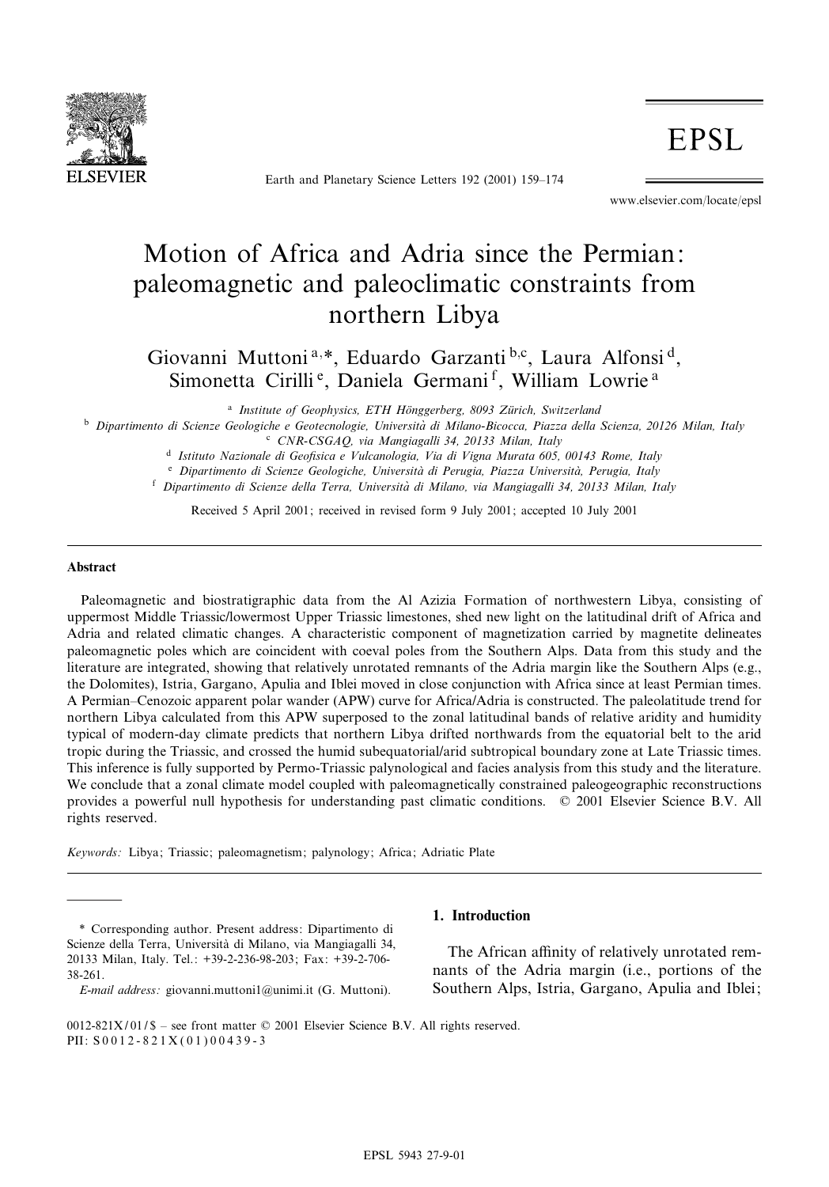# Motion of Africa and Adria since the Permian: paleomagnetic and paleoclimatic constraints from northern Libya

Giovanni Muttoni [a,*], Eduardo Garzanti [b,c], Laura Alfonsi [d], Simonetta Cirilli [e], Daniela Germani [f], William Lowrie [a]

[a] Institute of Geophysics, ETH Hönggerberg, 8093 Zürich, Switzerland

[b] Dipartimento di Scienze Geologiche e Geotecnologie, Università di Milano-Bicocca, Piazza della Scienza, 20126 Milan, Italy

[c] CNR-CSGAQ, via Mangiagalli 34, 20133 Milan, Italy

[d] Istituto Nazionale di Geofisica e Vulcanologia, Via di Vigna Murata 605, 00143 Rome, Italy

[e] Dipartimento di Scienze Geologiche, Università di Perugia, Piazza Università, Perugia, Italy

[f] Dipartimento di Scienze della Terra, Università di Milano, via Mangiagalli 34, 20133 Milan, Italy

Received 5 April 2001; received in revised form 9 July 2001; accepted 10 July 2001

## Abstract

Paleomagnetic and biostratigraphic data from the Al Azizia Formation of northwestern Libya, consisting of uppermost Middle Triassic/lowermost Upper Triassic limestones, shed new light on the latitudinal drift of Africa and Adria and related climatic changes. A characteristic component of magnetization carried by magnetite delineates paleomagnetic poles which are coincident with coeval poles from the Southern Alps. Data from this study and the literature are integrated, showing that relatively unrotated remnants of the Adria margin like the Southern Alps (e.g., the Dolomites), Istria, Gargano, Apulia and Iblei moved in close conjunction with Africa since at least Permian times. A Permian–Cenozoic apparent polar wander (APW) curve for Africa/Adria is constructed. The paleolatitude trend for northern Libya calculated from this APW superposed to the zonal latitudinal bands of relative aridity and humidity typical of modern-day climate predicts that northern Libya drifted northwards from the equatorial belt to the arid tropic during the Triassic, and crossed the humid subequatorial/arid subtropical boundary zone at Late Triassic times. This inference is fully supported by Permo-Triassic palynological and facies analysis from this study and the literature. We conclude that a zonal climate model coupled with paleomagnetically constrained paleogeographic reconstructions provides a powerful null hypothesis for understanding past climatic conditions. © 2001 Elsevier Science B.V. All rights reserved.

*Keywords:* Libya; Triassic; paleomagnetism; palynology; Africa; Adriatic Plate

\* Corresponding author. Present address: Dipartimento di Scienze della Terra, Università di Milano, via Mangiagalli 34, 20133 Milan, Italy. Tel.: +39-2-236-98-203; Fax: +39-2-706-38-261.

*E-mail address:* giovanni.muttoni1@unimi.it (G. Muttoni).

0012-821X/01/$ – see front matter © 2001 Elsevier Science B.V. All rights reserved.
PII: S0012-821X(01)00439-3

## 1. Introduction

The African affinity of relatively unrotated remnants of the Adria margin (i.e., portions of the Southern Alps, Istria, Gargano, Apulia and Iblei;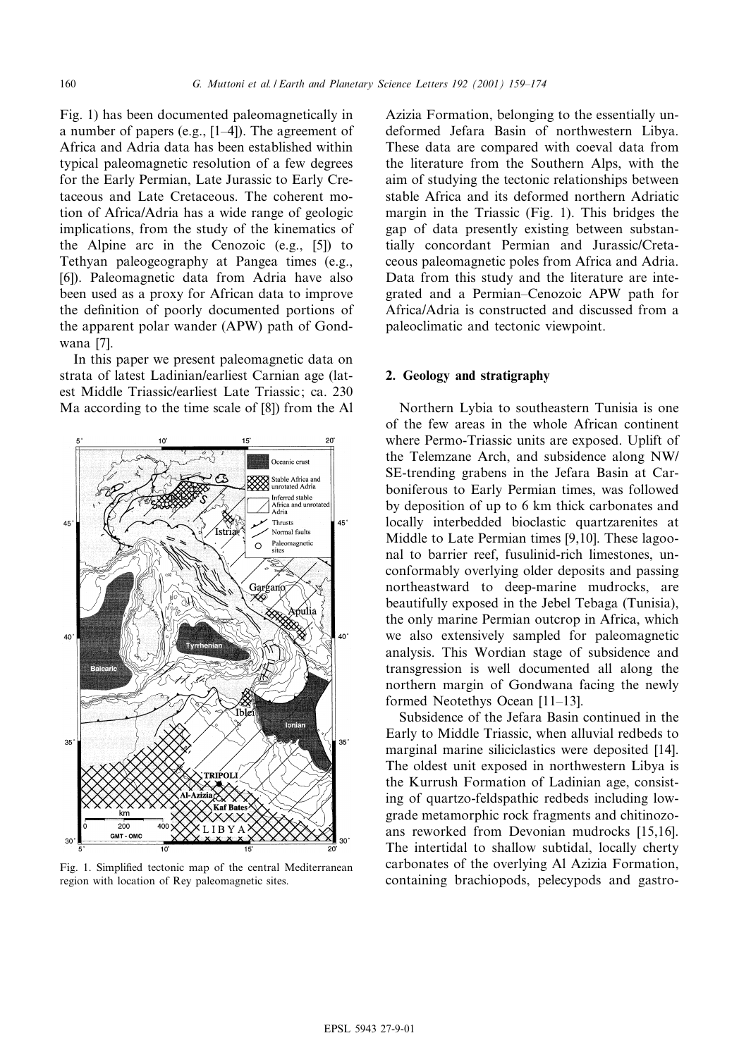Fig. 1) has been documented paleomagnetically in a number of papers (e.g., [1–4]). The agreement of Africa and Adria data has been established within typical paleomagnetic resolution of a few degrees for the Early Permian, Late Jurassic to Early Cretaceous and Late Cretaceous. The coherent motion of Africa/Adria has a wide range of geologic implications, from the study of the kinematics of the Alpine arc in the Cenozoic (e.g., [5]) to Tethyan paleogeography at Pangea times (e.g., [6]). Paleomagnetic data from Adria have also been used as a proxy for African data to improve the definition of poorly documented portions of the apparent polar wander (APW) path of Gondwana [7].

In this paper we present paleomagnetic data on strata of latest Ladinian/earliest Carnian age (latest Middle Triassic/earliest Late Triassic; ca. 230 Ma according to the time scale of [8]) from the Al Azizia Formation, belonging to the essentially undeformed Jefara Basin of northwestern Libya. These data are compared with coeval data from the literature from the Southern Alps, with the aim of studying the tectonic relationships between stable Africa and its deformed northern Adriatic margin in the Triassic (Fig. 1). This bridges the gap of data presently existing between substantially concordant Permian and Jurassic/Cretaceous paleomagnetic poles from Africa and Adria. Data from this study and the literature are integrated and a Permian–Cenozoic APW path for Africa/Adria is constructed and discussed from a paleoclimatic and tectonic viewpoint.

Fig. 1. Simplified tectonic map of the central Mediterranean region with location of Rey paleomagnetic sites.

## 2. Geology and stratigraphy

Northern Lybia to southeastern Tunisia is one of the few areas in the whole African continent where Permo-Triassic units are exposed. Uplift of the Telemzane Arch, and subsidence along NW/SE-trending grabens in the Jefara Basin at Carboniferous to Early Permian times, was followed by deposition of up to 6 km thick carbonates and locally interbedded bioclastic quartzarenites at Middle to Late Permian times [9,10]. These lagoonal to barrier reef, fusulinid-rich limestones, unconformably overlying older deposits and passing northeastward to deep-marine mudrocks, are beautifully exposed in the Jebel Tebaga (Tunisia), the only marine Permian outcrop in Africa, which we also extensively sampled for paleomagnetic analysis. This Wordian stage of subsidence and transgression is well documented all along the northern margin of Gondwana facing the newly formed Neotethys Ocean [11–13].

Subsidence of the Jefara Basin continued in the Early to Middle Triassic, when alluvial redbeds to marginal marine siliciclastics were deposited [14]. The oldest unit exposed in northwestern Libya is the Kurrush Formation of Ladinian age, consisting of quartzo-feldspathic redbeds including low-grade metamorphic rock fragments and chitinozoans reworked from Devonian mudrocks [15,16]. The intertidal to shallow subtidal, locally cherty carbonates of the overlying Al Azizia Formation, containing brachiopods, pelecypods and gastro-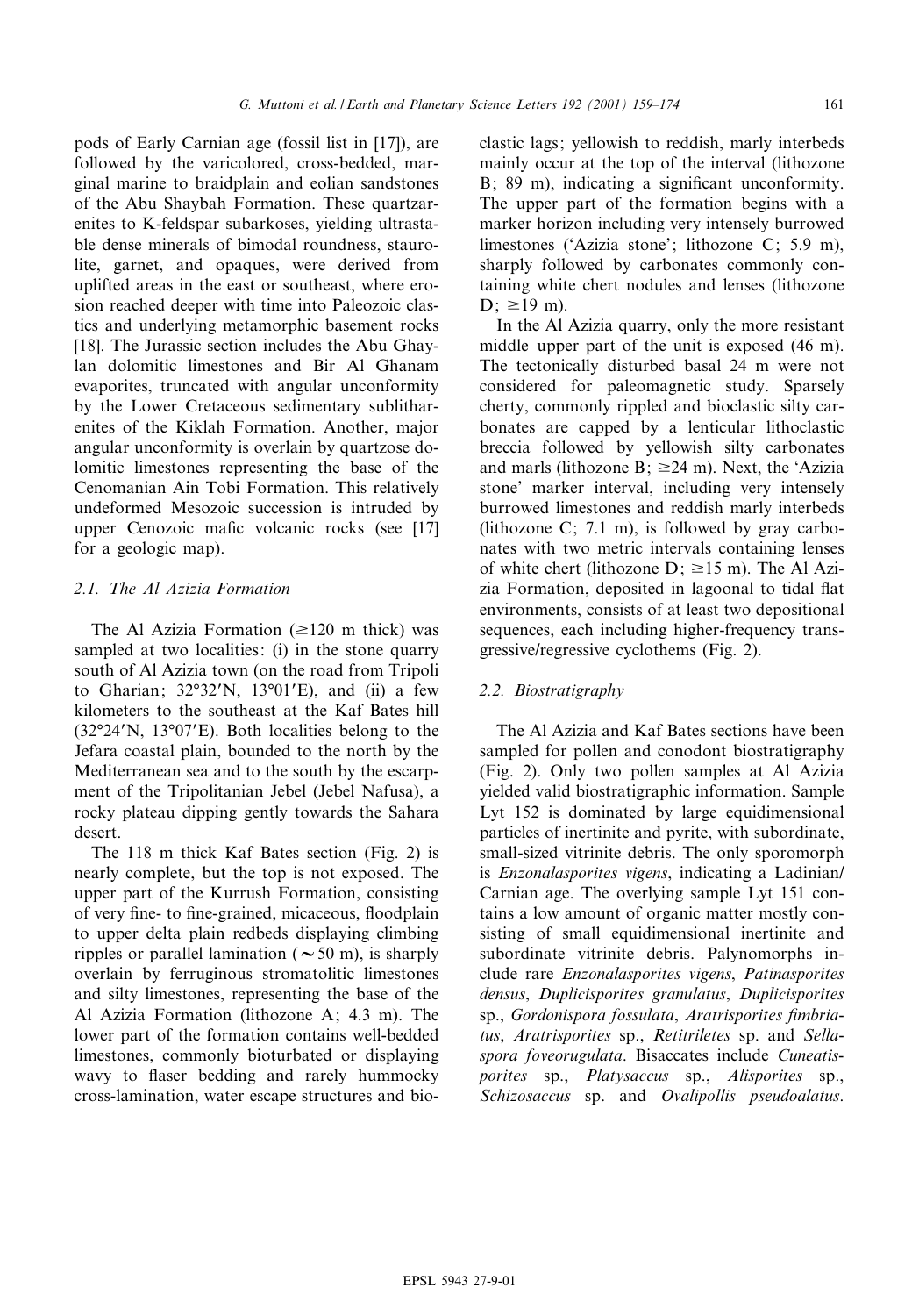pods of Early Carnian age (fossil list in [17]), are followed by the varicolored, cross-bedded, marginal marine to braidplain and eolian sandstones of the Abu Shaybah Formation. These quartzarenites to K-feldspar subarkoses, yielding ultrastable dense minerals of bimodal roundness, staurolite, garnet, and opaques, were derived from uplifted areas in the east or southeast, where erosion reached deeper with time into Paleozoic clastics and underlying metamorphic basement rocks [18]. The Jurassic section includes the Abu Ghaylan dolomitic limestones and Bir Al Ghanam evaporites, truncated with angular unconformity by the Lower Cretaceous sedimentary sublitharenites of the Kiklah Formation. Another, major angular unconformity is overlain by quartzose dolomitic limestones representing the base of the Cenomanian Ain Tobi Formation. This relatively undeformed Mesozoic succession is intruded by upper Cenozoic mafic volcanic rocks (see [17] for a geologic map).

### 2.1. The Al Azizia Formation

The Al Azizia Formation (≥120 m thick) was sampled at two localities: (i) in the stone quarry south of Al Azizia town (on the road from Tripoli to Gharian; 32°32′N, 13°01′E), and (ii) a few kilometers to the southeast at the Kaf Bates hill (32°24′N, 13°07′E). Both localities belong to the Jefara coastal plain, bounded to the north by the Mediterranean sea and to the south by the escarpment of the Tripolitanian Jebel (Jebel Nafusa), a rocky plateau dipping gently towards the Sahara desert.

The 118 m thick Kaf Bates section (Fig. 2) is nearly complete, but the top is not exposed. The upper part of the Kurrush Formation, consisting of very fine- to fine-grained, micaceous, floodplain to upper delta plain redbeds displaying climbing ripples or parallel lamination (~50 m), is sharply overlain by ferruginous stromatolitic limestones and silty limestones, representing the base of the Al Azizia Formation (lithozone A; 4.3 m). The lower part of the formation contains well-bedded limestones, commonly bioturbated or displaying wavy to flaser bedding and rarely hummocky cross-lamination, water escape structures and bioclastic lags; yellowish to reddish, marly interbeds mainly occur at the top of the interval (lithozone B; 89 m), indicating a significant unconformity. The upper part of the formation begins with a marker horizon including very intensely burrowed limestones ('Azizia stone'; lithozone C; 5.9 m), sharply followed by carbonates commonly containing white chert nodules and lenses (lithozone D; ≥19 m).

In the Al Azizia quarry, only the more resistant middle–upper part of the unit is exposed (46 m). The tectonically disturbed basal 24 m were not considered for paleomagnetic study. Sparsely cherty, commonly rippled and bioclastic silty carbonates are capped by a lenticular lithoclastic breccia followed by yellowish silty carbonates and marls (lithozone B; ≥24 m). Next, the 'Azizia stone' marker interval, including very intensely burrowed limestones and reddish marly interbeds (lithozone C; 7.1 m), is followed by gray carbonates with two metric intervals containing lenses of white chert (lithozone D; ≥15 m). The Al Azizia Formation, deposited in lagoonal to tidal flat environments, consists of at least two depositional sequences, each including higher-frequency transgressive/regressive cyclothems (Fig. 2).

### 2.2. Biostratigraphy

The Al Azizia and Kaf Bates sections have been sampled for pollen and conodont biostratigraphy (Fig. 2). Only two pollen samples at Al Azizia yielded valid biostratigraphic information. Sample Lyt 152 is dominated by large equidimensional particles of inertinite and pyrite, with subordinate, small-sized vitrinite debris. The only sporomorph is *Enzonalasporites vigens*, indicating a Ladinian/Carnian age. The overlying sample Lyt 151 contains a low amount of organic matter mostly consisting of small equidimensional inertinite and subordinate vitrinite debris. Palynomorphs include rare *Enzonalasporites vigens*, *Patinasporites densus*, *Duplicisporites granulatus*, *Duplicisporites* sp., *Gordonispora fossulata*, *Aratrisporites fimbriatus*, *Aratrisporites* sp., *Retitriletes* sp. and *Sellaspora foveorugulata*. Bisaccates include *Cuneatisporites* sp., *Platysaccus* sp., *Alisporites* sp., *Schizosaccus* sp. and *Ovalipollis pseudoalatus*.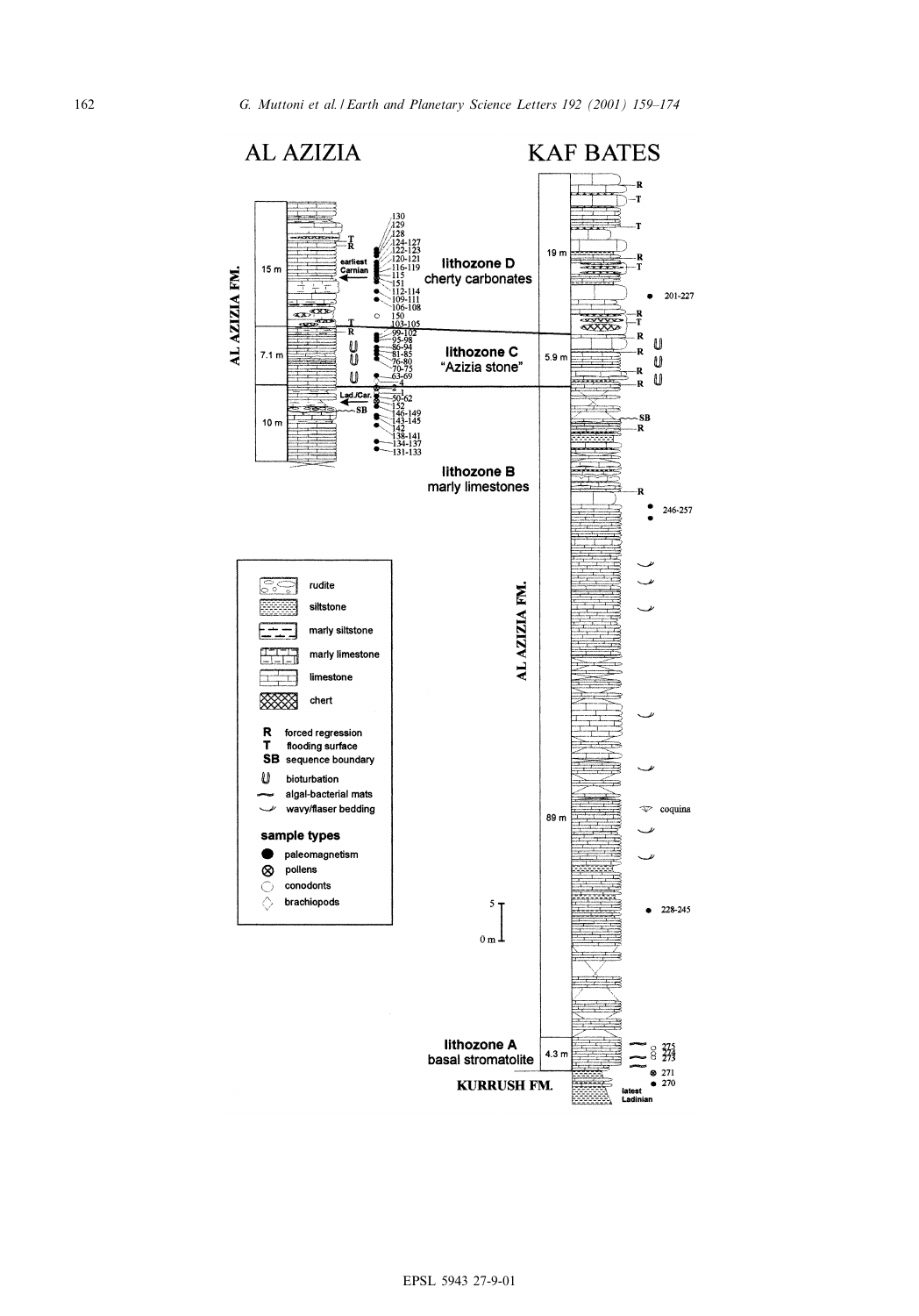AL AZIZIA

KAF BATES

AL AZIZIA FM.

lithozone D
cherty carbonates

lithozone C
"Azizia stone"

lithozone B
marly limestones

lithozone A
basal stromatolite

KURRUSH FM.

15 m

7.1 m

10 m

19 m

5.9 m

89 m

4.3 m

earliest Carnian

Lad./Car.

latest Ladinian

130, 129, 128, 124-127, 122-123, 120-121, 116-119, 115, 151, 112-114, 109-111, 106-108, 150, 103-105, 99-102, 95-98, 86-94, 81-85, 76-80, 70-75, 63-69, 4, 2, 1, 50-62, 152, 146-149, 143-145, 142, 138-141, 134-137, 131-133

201-227

246-257

coquina

228-245

275, 274, 273, 271, 270

5

0 m

- rudite
- siltstone
- marly siltstone
- marly limestone
- limestone
- chert

**R** forced regression
**T** flooding surface
**SB** sequence boundary

- bioturbation
- algal-bacterial mats
- wavy/flaser bedding

**sample types**

- paleomagnetism
- pollens
- conodonts
- brachiopods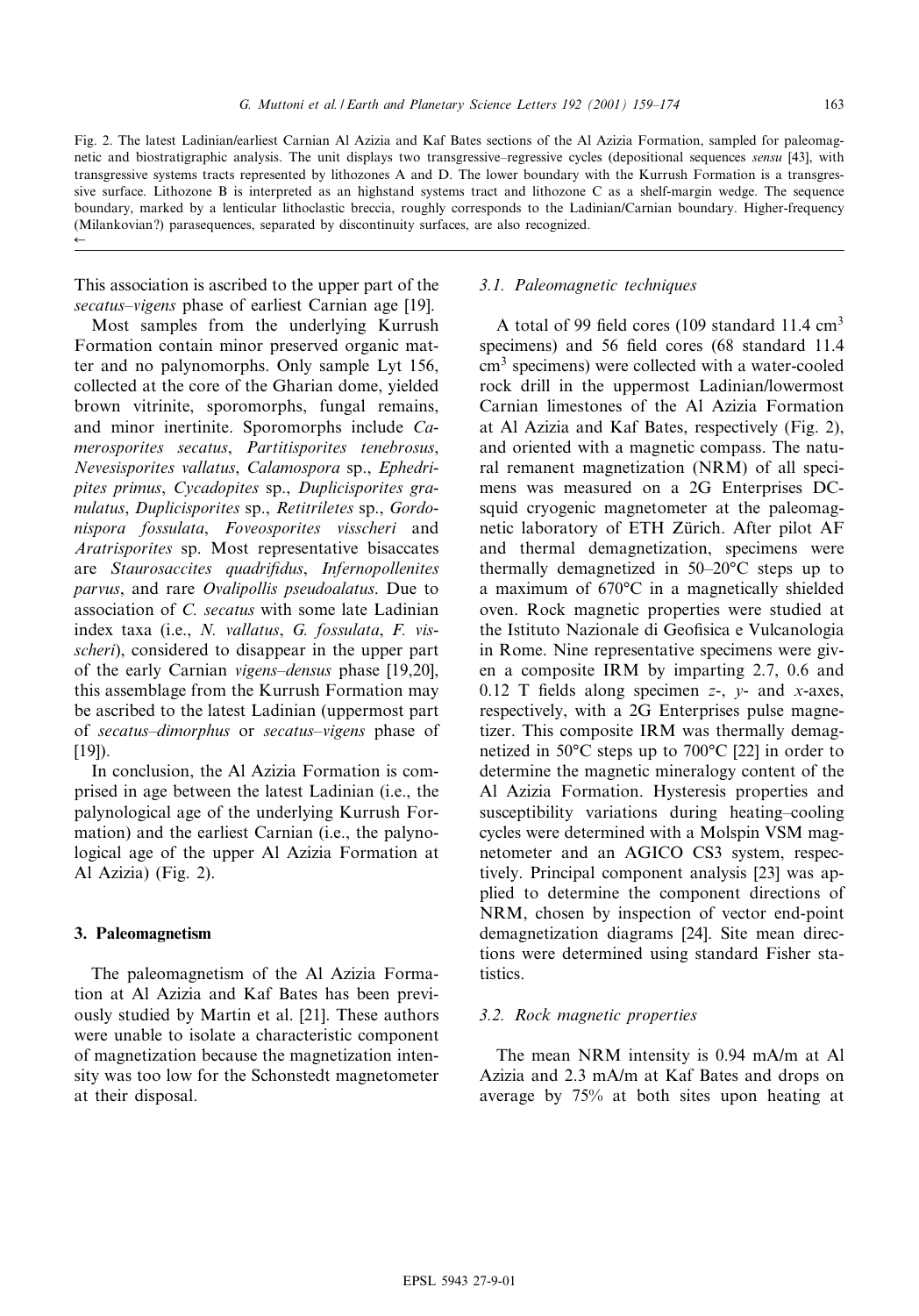Fig. 2. The latest Ladinian/earliest Carnian Al Azizia and Kaf Bates sections of the Al Azizia Formation, sampled for paleomagnetic and biostratigraphic analysis. The unit displays two transgressive–regressive cycles (depositional sequences *sensu* [43], with transgressive systems tracts represented by lithozones A and D. The lower boundary with the Kurrush Formation is a transgressive surface. Lithozone B is interpreted as an highstand systems tract and lithozone C as a shelf-margin wedge. The sequence boundary, marked by a lenticular lithoclastic breccia, roughly corresponds to the Ladinian/Carnian boundary. Higher-frequency (Milankovian?) parasequences, separated by discontinuity surfaces, are also recognized.
←

This association is ascribed to the upper part of the *secatus–vigens* phase of earliest Carnian age [19].

Most samples from the underlying Kurrush Formation contain minor preserved organic matter and no palynomorphs. Only sample Lyt 156, collected at the core of the Gharian dome, yielded brown vitrinite, sporomorphs, fungal remains, and minor inertinite. Sporomorphs include *Camerosporites secatus*, *Partitisporites tenebrosus*, *Nevesisporites vallatus*, *Calamospora* sp., *Ephedripites primus*, *Cycadopites* sp., *Duplicisporites granulatus*, *Duplicisporites* sp., *Retitriletes* sp., *Gordonispora fossulata*, *Foveosporites visscheri* and *Aratrisporites* sp. Most representative bisaccates are *Staurosaccites quadrifidus*, *Infernopollenites parvus*, and rare *Ovalipollis pseudoalatus*. Due to association of *C. secatus* with some late Ladinian index taxa (i.e., *N. vallatus*, *G. fossulata*, *F. visscheri*), considered to disappear in the upper part of the early Carnian *vigens–densus* phase [19,20], this assemblage from the Kurrush Formation may be ascribed to the latest Ladinian (uppermost part of *secatus–dimorphus* or *secatus–vigens* phase of [19]).

In conclusion, the Al Azizia Formation is comprised in age between the latest Ladinian (i.e., the palynological age of the underlying Kurrush Formation) and the earliest Carnian (i.e., the palynological age of the upper Al Azizia Formation at Al Azizia) (Fig. 2).

## 3. Paleomagnetism

The paleomagnetism of the Al Azizia Formation at Al Azizia and Kaf Bates has been previously studied by Martin et al. [21]. These authors were unable to isolate a characteristic component of magnetization because the magnetization intensity was too low for the Schonstedt magnetometer at their disposal.

### 3.1. Paleomagnetic techniques

A total of 99 field cores (109 standard 11.4 $cm^3$ specimens) and 56 field cores (68 standard 11.4 $cm^3$ specimens) were collected with a water-cooled rock drill in the uppermost Ladinian/lowermost Carnian limestones of the Al Azizia Formation at Al Azizia and Kaf Bates, respectively (Fig. 2), and oriented with a magnetic compass. The natural remanent magnetization (NRM) of all specimens was measured on a 2G Enterprises DC-squid cryogenic magnetometer at the paleomagnetic laboratory of ETH Zürich. After pilot AF and thermal demagnetization, specimens were thermally demagnetized in 50–20°C steps up to a maximum of 670°C in a magnetically shielded oven. Rock magnetic properties were studied at the Istituto Nazionale di Geofisica e Vulcanologia in Rome. Nine representative specimens were given a composite IRM by imparting 2.7, 0.6 and 0.12 T fields along specimen $z$-, $y$- and $x$-axes, respectively, with a 2G Enterprises pulse magnetizer. This composite IRM was thermally demagnetized in 50°C steps up to 700°C [22] in order to determine the magnetic mineralogy content of the Al Azizia Formation. Hysteresis properties and susceptibility variations during heating–cooling cycles were determined with a Molspin VSM magnetometer and an AGICO CS3 system, respectively. Principal component analysis [23] was applied to determine the component directions of NRM, chosen by inspection of vector end-point demagnetization diagrams [24]. Site mean directions were determined using standard Fisher statistics.

### 3.2. Rock magnetic properties

The mean NRM intensity is 0.94 mA/m at Al Azizia and 2.3 mA/m at Kaf Bates and drops on average by 75% at both sites upon heating at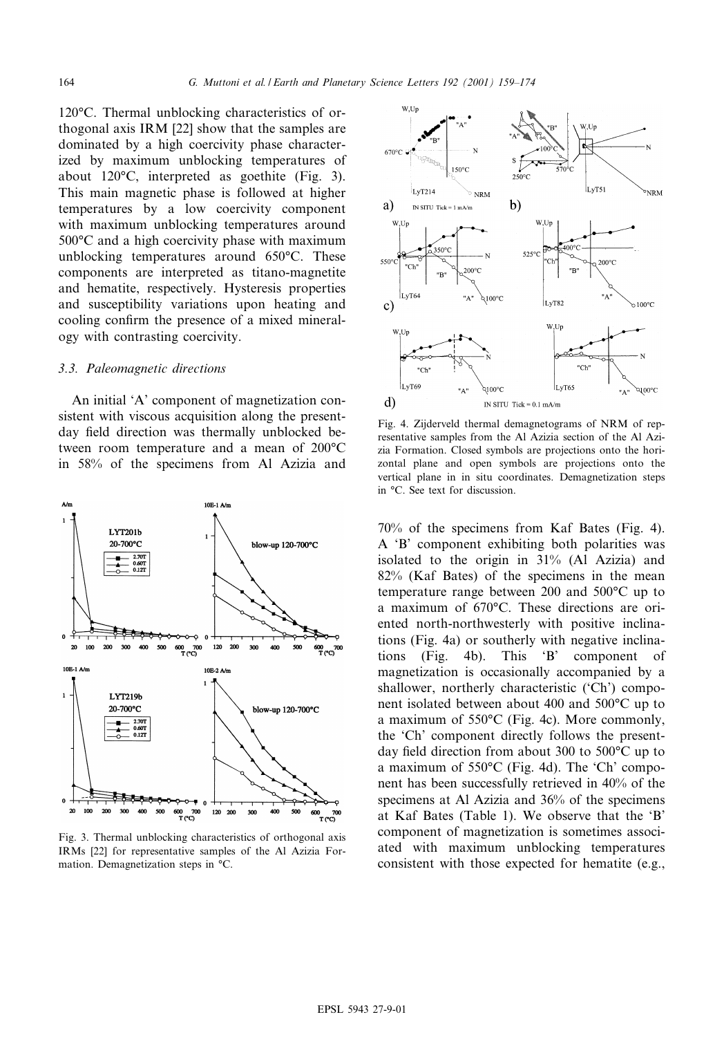120°C. Thermal unblocking characteristics of orthogonal axis IRM [22] show that the samples are dominated by a high coercivity phase characterized by maximum unblocking temperatures of about 120°C, interpreted as goethite (Fig. 3). This main magnetic phase is followed at higher temperatures by a low coercivity component with maximum unblocking temperatures around 500°C and a high coercivity phase with maximum unblocking temperatures around 650°C. These components are interpreted as titano-magnetite and hematite, respectively. Hysteresis properties and susceptibility variations upon heating and cooling confirm the presence of a mixed mineralogy with contrasting coercivity.

### 3.3. Paleomagnetic directions

An initial 'A' component of magnetization consistent with viscous acquisition along the present-day field direction was thermally unblocked between room temperature and a mean of 200°C in 58% of the specimens from Al Azizia and 70% of the specimens from Kaf Bates (Fig. 4). A 'B' component exhibiting both polarities was isolated to the origin in 31% (Al Azizia) and 82% (Kaf Bates) of the specimens in the mean temperature range between 200 and 500°C up to a maximum of 670°C. These directions are oriented north-northwesterly with positive inclinations (Fig. 4a) or southerly with negative inclinations (Fig. 4b). This 'B' component of magnetization is occasionally accompanied by a shallower, northerly characteristic ('Ch') component isolated between about 400 and 500°C up to a maximum of 550°C (Fig. 4c). More commonly, the 'Ch' component directly follows the present-day field direction from about 300 to 500°C up to a maximum of 550°C (Fig. 4d). The 'Ch' component has been successfully retrieved in 40% of the specimens at Al Azizia and 36% of the specimens at Kaf Bates (Table 1). We observe that the 'B' component of magnetization is sometimes associated with maximum unblocking temperatures consistent with those expected for hematite (e.g.,

Fig. 3. Thermal unblocking characteristics of orthogonal axis IRMs [22] for representative samples of the Al Azizia Formation. Demagnetization steps in °C.

Fig. 4. Zijderveld thermal demagnetograms of NRM of representative samples from the Al Azizia section of the Al Azizia Formation. Closed symbols are projections onto the horizontal plane and open symbols are projections onto the vertical plane in in situ coordinates. Demagnetization steps in °C. See text for discussion.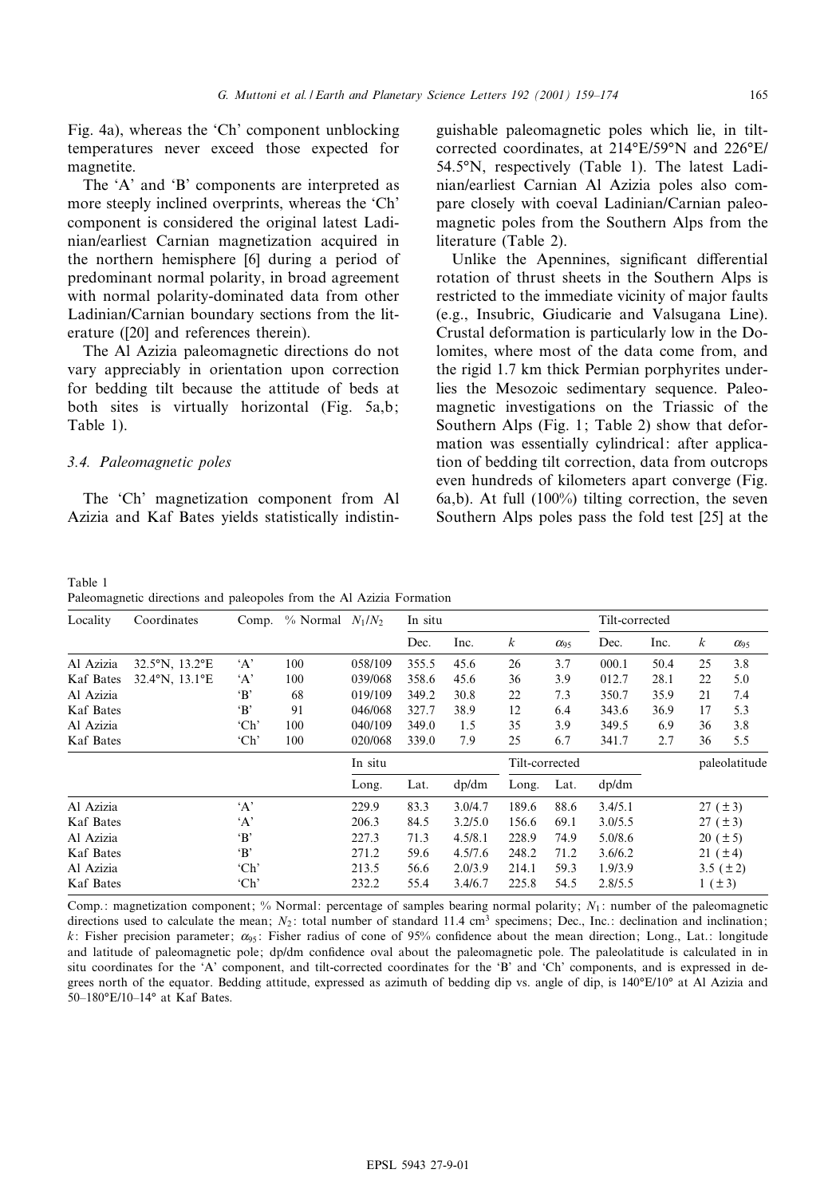Fig. 4a), whereas the 'Ch' component unblocking temperatures never exceed those expected for magnetite.

The 'A' and 'B' components are interpreted as more steeply inclined overprints, whereas the 'Ch' component is considered the original latest Ladinian/earliest Carnian magnetization acquired in the northern hemisphere [6] during a period of predominant normal polarity, in broad agreement with normal polarity-dominated data from other Ladinian/Carnian boundary sections from the literature ([20] and references therein).

The Al Azizia paleomagnetic directions do not vary appreciably in orientation upon correction for bedding tilt because the attitude of beds at both sites is virtually horizontal (Fig. 5a,b; Table 1).

### 3.4. Paleomagnetic poles

The 'Ch' magnetization component from Al Azizia and Kaf Bates yields statistically indistinguishable paleomagnetic poles which lie, in tilt-corrected coordinates, at 214°E/59°N and 226°E/54.5°N, respectively (Table 1). The latest Ladinian/earliest Carnian Al Azizia poles also compare closely with coeval Ladinian/Carnian paleomagnetic poles from the Southern Alps from the literature (Table 2).

Unlike the Apennines, significant differential rotation of thrust sheets in the Southern Alps is restricted to the immediate vicinity of major faults (e.g., Insubric, Giudicarie and Valsugana Line). Crustal deformation is particularly low in the Dolomites, where most of the data come from, and the rigid 1.7 km thick Permian porphyrites underlies the Mesozoic sedimentary sequence. Paleomagnetic investigations on the Triassic of the Southern Alps (Fig. 1; Table 2) show that deformation was essentially cylindrical: after application of bedding tilt correction, data from outcrops even hundreds of kilometers apart converge (Fig. 6a,b). At full (100%) tilting correction, the seven Southern Alps poles pass the fold test [25] at the

Table 1
Paleomagnetic directions and paleopoles from the Al Azizia Formation

| Locality | Coordinates | Comp. | % Normal | $N_1/N_2$ | In situ | | | | Tilt-corrected | | | |
|---|---|---|---|---|---|---|---|---|---|---|---|---|
| | | | | | Dec. | Inc. | $k$ | $\alpha_{95}$ | Dec. | Inc. | $k$ | $\alpha_{95}$ |
| Al Azizia | 32.5°N, 13.2°E | 'A' | 100 | 058/109 | 355.5 | 45.6 | 26 | 3.7 | 000.1 | 50.4 | 25 | 3.8 |
| Kaf Bates | 32.4°N, 13.1°E | 'A' | 100 | 039/068 | 358.6 | 45.6 | 36 | 3.9 | 012.7 | 28.1 | 22 | 5.0 |
| Al Azizia | | 'B' | 68 | 019/109 | 349.2 | 30.8 | 22 | 7.3 | 350.7 | 35.9 | 21 | 7.4 |
| Kaf Bates | | 'B' | 91 | 046/068 | 327.7 | 38.9 | 12 | 6.4 | 343.6 | 36.9 | 17 | 5.3 |
| Al Azizia | | 'Ch' | 100 | 040/109 | 349.0 | 1.5 | 35 | 3.9 | 349.5 | 6.9 | 36 | 3.8 |
| Kaf Bates | | 'Ch' | 100 | 020/068 | 339.0 | 7.9 | 25 | 6.7 | 341.7 | 2.7 | 36 | 5.5 |

| Locality | Comp. | In situ | | | Tilt-corrected | | | paleolatitude |
|---|---|---|---|---|---|---|---|---|
| | | Long. | Lat. | dp/dm | Long. | Lat. | dp/dm | |
| Al Azizia | 'A' | 229.9 | 83.3 | 3.0/4.7 | 189.6 | 88.6 | 3.4/5.1 | 27 (±3) |
| Kaf Bates | 'A' | 206.3 | 84.5 | 3.2/5.0 | 156.6 | 69.1 | 3.0/5.5 | 27 (±3) |
| Al Azizia | 'B' | 227.3 | 71.3 | 4.5/8.1 | 228.9 | 74.9 | 5.0/8.6 | 20 (±5) |
| Kaf Bates | 'B' | 271.2 | 59.6 | 4.5/7.6 | 248.2 | 71.2 | 3.6/6.2 | 21 (±4) |
| Al Azizia | 'Ch' | 213.5 | 56.6 | 2.0/3.9 | 214.1 | 59.3 | 1.9/3.9 | 3.5 (±2) |
| Kaf Bates | 'Ch' | 232.2 | 55.4 | 3.4/6.7 | 225.8 | 54.5 | 2.8/5.5 | 1 (±3) |

Comp.: magnetization component; % Normal: percentage of samples bearing normal polarity; $N_1$: number of the paleomagnetic directions used to calculate the mean; $N_2$: total number of standard 11.4 $cm^3$ specimens; Dec., Inc.: declination and inclination; $k$: Fisher precision parameter; $\alpha_{95}$: Fisher radius of cone of 95% confidence about the mean direction; Long., Lat.: longitude and latitude of paleomagnetic pole; dp/dm confidence oval about the paleomagnetic pole. The paleolatitude is calculated in in situ coordinates for the 'A' component, and tilt-corrected coordinates for the 'B' and 'Ch' components, and is expressed in degrees north of the equator. Bedding attitude, expressed as azimuth of bedding dip vs. angle of dip, is 140°E/10° at Al Azizia and 50–180°E/10–14° at Kaf Bates.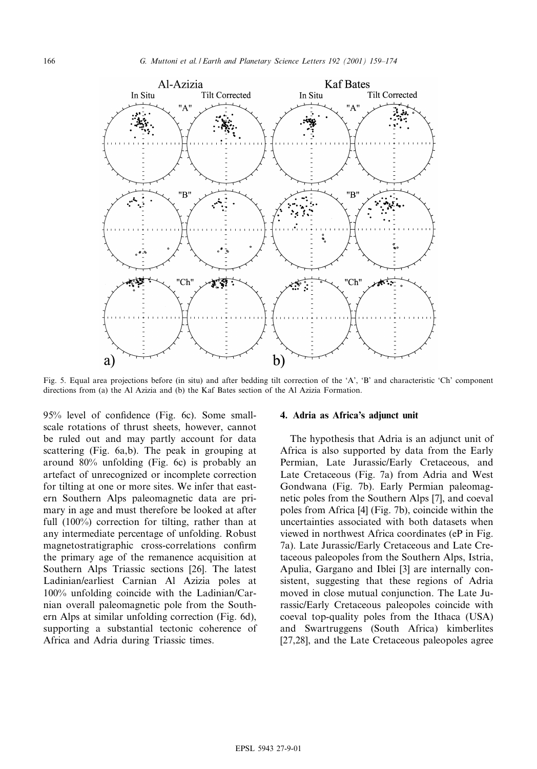Fig. 5. Equal area projections before (in situ) and after bedding tilt correction of the 'A', 'B' and characteristic 'Ch' component directions from (a) the Al Azizia and (b) the Kaf Bates section of the Al Azizia Formation.

95% level of confidence (Fig. 6c). Some small-scale rotations of thrust sheets, however, cannot be ruled out and may partly account for data scattering (Fig. 6a,b). The peak in grouping at around 80% unfolding (Fig. 6c) is probably an artefact of unrecognized or incomplete correction for tilting at one or more sites. We infer that eastern Southern Alps paleomagnetic data are primary in age and must therefore be looked at after full (100%) correction for tilting, rather than at any intermediate percentage of unfolding. Robust magnetostratigraphic cross-correlations confirm the primary age of the remanence acquisition at Southern Alps Triassic sections [26]. The latest Ladinian/earliest Carnian Al Azizia poles at 100% unfolding coincide with the Ladinian/Carnian overall paleomagnetic pole from the Southern Alps at similar unfolding correction (Fig. 6d), supporting a substantial tectonic coherence of Africa and Adria during Triassic times.

## 4. Adria as Africa's adjunct unit

The hypothesis that Adria is an adjunct unit of Africa is also supported by data from the Early Permian, Late Jurassic/Early Cretaceous, and Late Cretaceous (Fig. 7a) from Adria and West Gondwana (Fig. 7b). Early Permian paleomagnetic poles from the Southern Alps [7], and coeval poles from Africa [4] (Fig. 7b), coincide within the uncertainties associated with both datasets when viewed in northwest Africa coordinates (eP in Fig. 7a). Late Jurassic/Early Cretaceous and Late Cretaceous paleopoles from the Southern Alps, Istria, Apulia, Gargano and Iblei [3] are internally consistent, suggesting that these regions of Adria moved in close mutual conjunction. The Late Jurassic/Early Cretaceous paleopoles coincide with coeval top-quality poles from the Ithaca (USA) and Swartruggens (South Africa) kimberlites [27,28], and the Late Cretaceous paleopoles agree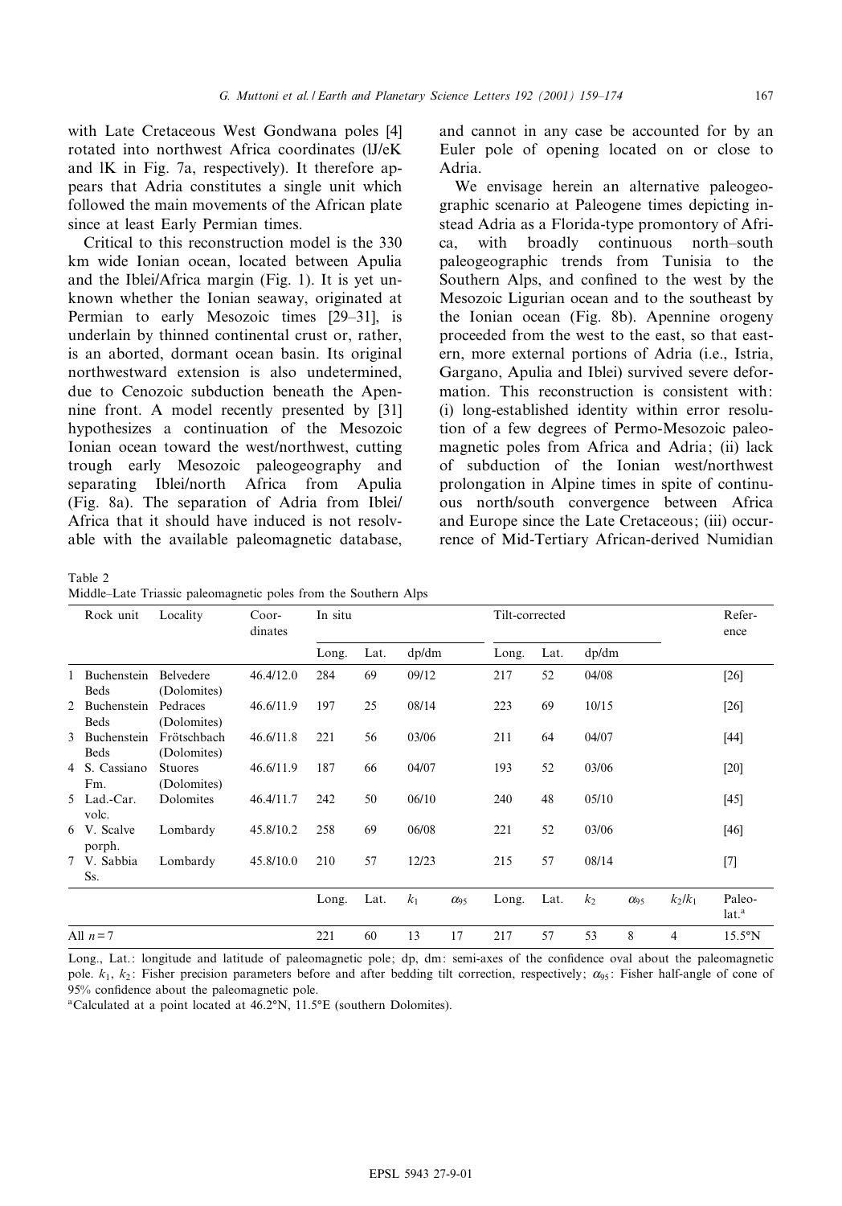with Late Cretaceous West Gondwana poles [4] rotated into northwest Africa coordinates (lJ/eK and lK in Fig. 7a, respectively). It therefore appears that Adria constitutes a single unit which followed the main movements of the African plate since at least Early Permian times.

Critical to this reconstruction model is the 330 km wide Ionian ocean, located between Apulia and the Iblei/Africa margin (Fig. 1). It is yet unknown whether the Ionian seaway, originated at Permian to early Mesozoic times [29–31], is underlain by thinned continental crust or, rather, is an aborted, dormant ocean basin. Its original northwestward extension is also undetermined, due to Cenozoic subduction beneath the Apennine front. A model recently presented by [31] hypothesizes a continuation of the Mesozoic Ionian ocean toward the west/northwest, cutting trough early Mesozoic paleogeography and separating Iblei/north Africa from Apulia (Fig. 8a). The separation of Adria from Iblei/Africa that it should have induced is not resolvable with the available paleomagnetic database, and cannot in any case be accounted for by an Euler pole of opening located on or close to Adria.

We envisage herein an alternative paleogeographic scenario at Paleogene times depicting instead Adria as a Florida-type promontory of Africa, with broadly continuous north–south paleogeographic trends from Tunisia to the Southern Alps, and confined to the west by the Mesozoic Ligurian ocean and to the southeast by the Ionian ocean (Fig. 8b). Apennine orogeny proceeded from the west to the east, so that eastern, more external portions of Adria (i.e., Istria, Gargano, Apulia and Iblei) survived severe deformation. This reconstruction is consistent with: (i) long-established identity within error resolution of a few degrees of Permo-Mesozoic paleomagnetic poles from Africa and Adria; (ii) lack of subduction of the Ionian west/northwest prolongation in Alpine times in spite of continuous north/south convergence between Africa and Europe since the Late Cretaceous; (iii) occurrence of Mid-Tertiary African-derived Numidian

Table 2
Middle–Late Triassic paleomagnetic poles from the Southern Alps

| | Rock unit | Locality | Coordinates | In situ | | | | Tilt-corrected | | | | | Reference |
|---|---|---|---|---|---|---|---|---|---|---|---|---|---|
| | | | | Long. | Lat. | dp/dm | | Long. | Lat. | dp/dm | | | |
| 1 | Buchenstein Beds | Belvedere (Dolomites) | 46.4/12.0 | 284 | 69 | 09/12 | | 217 | 52 | 04/08 | | | [26] |
| 2 | Buchenstein Beds | Pedraces (Dolomites) | 46.6/11.9 | 197 | 25 | 08/14 | | 223 | 69 | 10/15 | | | [26] |
| 3 | Buchenstein Beds | Frötschbach (Dolomites) | 46.6/11.8 | 221 | 56 | 03/06 | | 211 | 64 | 04/07 | | | [44] |
| 4 | S. Cassiano Fm. | Stuores (Dolomites) | 46.6/11.9 | 187 | 66 | 04/07 | | 193 | 52 | 03/06 | | | [20] |
| 5 | Lad.-Car. volc. | Dolomites | 46.4/11.7 | 242 | 50 | 06/10 | | 240 | 48 | 05/10 | | | [45] |
| 6 | V. Scalve porph. | Lombardy | 45.8/10.2 | 258 | 69 | 06/08 | | 221 | 52 | 03/06 | | | [46] |
| 7 | V. Sabbia Ss. | Lombardy | 45.8/10.0 | 210 | 57 | 12/23 | | 215 | 57 | 08/14 | | | [7] |
| | | | | Long. | Lat. | $k_1$ | $\alpha_{95}$ | Long. | Lat. | $k_2$ | $\alpha_{95}$ | $k_2/k_1$ | Paleo-lat.[a] |
| All $n=7$ | | | | 221 | 60 | 13 | 17 | 217 | 57 | 53 | 8 | 4 | 15.5°N |

Long., Lat.: longitude and latitude of paleomagnetic pole; dp, dm: semi-axes of the confidence oval about the paleomagnetic pole. $k_1$, $k_2$: Fisher precision parameters before and after bedding tilt correction, respectively; $\alpha_{95}$: Fisher half-angle of cone of 95% confidence about the paleomagnetic pole.

[a]Calculated at a point located at 46.2°N, 11.5°E (southern Dolomites).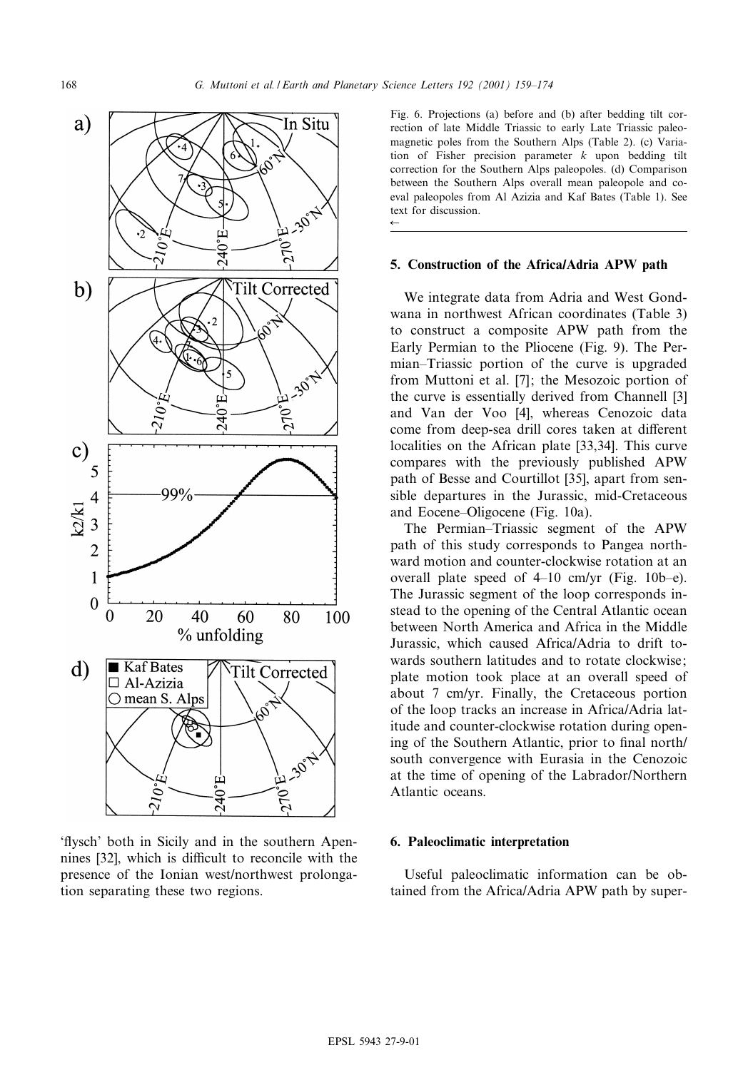Fig. 6. Projections (a) before and (b) after bedding tilt correction of late Middle Triassic to early Late Triassic paleomagnetic poles from the Southern Alps (Table 2). (c) Variation of Fisher precision parameter $k$ upon bedding tilt correction for the Southern Alps paleopoles. (d) Comparison between the Southern Alps overall mean paleopole and coeval paleopoles from Al Azizia and Kaf Bates (Table 1). See text for discussion.

'flysch' both in Sicily and in the southern Apennines [32], which is difficult to reconcile with the presence of the Ionian west/northwest prolongation separating these two regions.

## 5. Construction of the Africa/Adria APW path

We integrate data from Adria and West Gondwana in northwest African coordinates (Table 3) to construct a composite APW path from the Early Permian to the Pliocene (Fig. 9). The Permian–Triassic portion of the curve is upgraded from Muttoni et al. [7]; the Mesozoic portion of the curve is essentially derived from Channell [3] and Van der Voo [4], whereas Cenozoic data come from deep-sea drill cores taken at different localities on the African plate [33,34]. This curve compares with the previously published APW path of Besse and Courtillot [35], apart from sensible departures in the Jurassic, mid-Cretaceous and Eocene–Oligocene (Fig. 10a).

The Permian–Triassic segment of the APW path of this study corresponds to Pangea northward motion and counter-clockwise rotation at an overall plate speed of 4–10 cm/yr (Fig. 10b–e). The Jurassic segment of the loop corresponds instead to the opening of the Central Atlantic ocean between North America and Africa in the Middle Jurassic, which caused Africa/Adria to drift towards southern latitudes and to rotate clockwise; plate motion took place at an overall speed of about 7 cm/yr. Finally, the Cretaceous portion of the loop tracks an increase in Africa/Adria latitude and counter-clockwise rotation during opening of the Southern Atlantic, prior to final north/south convergence with Eurasia in the Cenozoic at the time of opening of the Labrador/Northern Atlantic oceans.

## 6. Paleoclimatic interpretation

Useful paleoclimatic information can be obtained from the Africa/Adria APW path by super-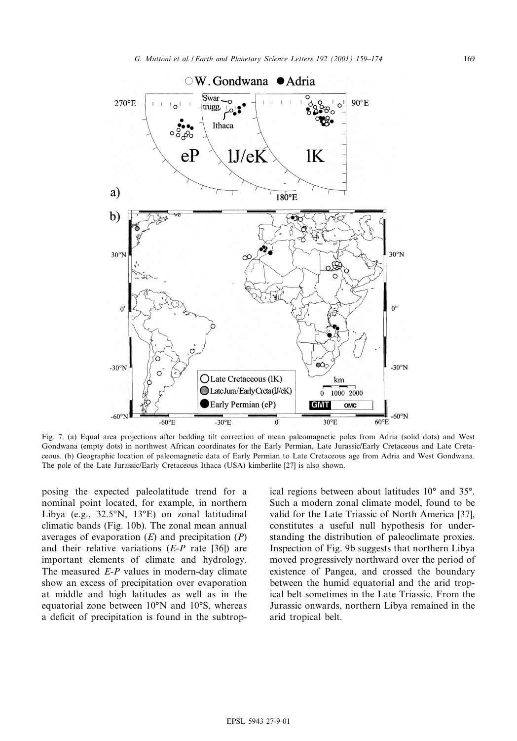Fig. 7. (a) Equal area projections after bedding tilt correction of mean paleomagnetic poles from Adria (solid dots) and West Gondwana (empty dots) in northwest African coordinates for the Early Permian, Late Jurassic/Early Cretaceous and Late Cretaceous. (b) Geographic location of paleomagnetic data of Early Permian to Late Cretaceous age from Adria and West Gondwana. The pole of the Late Jurassic/Early Cretaceous Ithaca (USA) kimberlite [27] is also shown.

posing the expected paleolatitude trend for a nominal point located, for example, in northern Libya (e.g., 32.5°N, 13°E) on zonal latitudinal climatic bands (Fig. 10b). The zonal mean annual averages of evaporation (*E*) and precipitation (*P*) and their relative variations (*E-P* rate [36]) are important elements of climate and hydrology. The measured *E-P* values in modern-day climate show an excess of precipitation over evaporation at middle and high latitudes as well as in the equatorial zone between 10°N and 10°S, whereas a deficit of precipitation is found in the subtropical regions between about latitudes 10° and 35°. Such a modern zonal climate model, found to be valid for the Late Triassic of North America [37], constitutes a useful null hypothesis for understanding the distribution of paleoclimate proxies. Inspection of Fig. 9b suggests that northern Libya moved progressively northward over the period of existence of Pangea, and crossed the boundary between the humid equatorial and the arid tropical belt sometimes in the Late Triassic. From the Jurassic onwards, northern Libya remained in the arid tropical belt.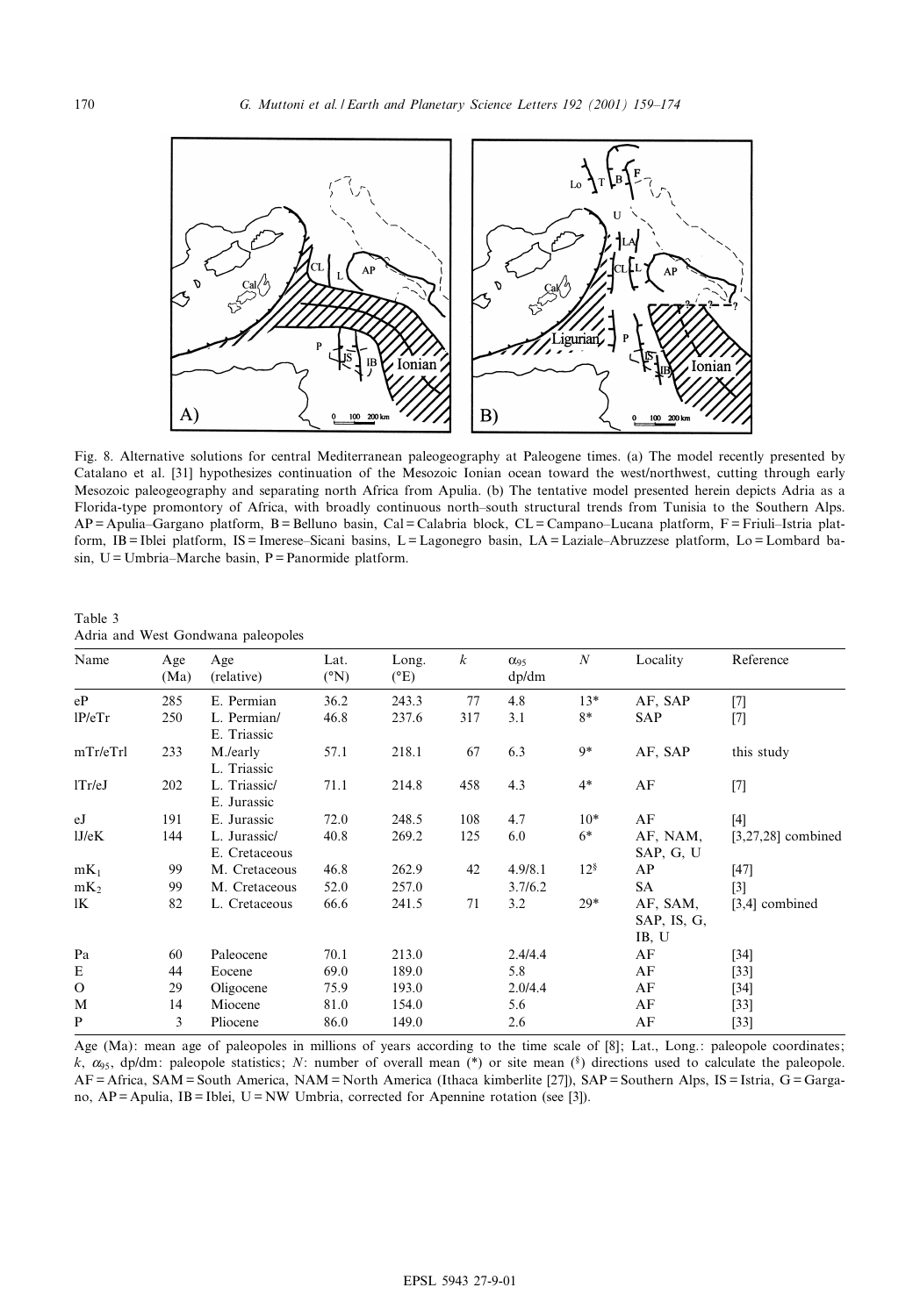Fig. 8. Alternative solutions for central Mediterranean paleogeography at Paleogene times. (a) The model recently presented by Catalano et al. [31] hypothesizes continuation of the Mesozoic Ionian ocean toward the west/northwest, cutting through early Mesozoic paleogeography and separating north Africa from Apulia. (b) The tentative model presented herein depicts Adria as a Florida-type promontory of Africa, with broadly continuous north–south structural trends from Tunisia to the Southern Alps. AP = Apulia–Gargano platform, B = Belluno basin, Cal = Calabria block, CL = Campano–Lucana platform, F = Friuli–Istria platform, IB = Iblei platform, IS = Imerese–Sicani basins, L = Lagonegro basin, LA = Laziale–Abruzzese platform, Lo = Lombard basin, U = Umbria–Marche basin, P = Panormide platform.

Table 3
Adria and West Gondwana paleopoles

| Name | Age (Ma) | Age (relative) | Lat. (°N) | Long. (°E) | $k$ | $\alpha_{95}$ dp/dm | $N$ | Locality | Reference |
|---|---|---|---|---|---|---|---|---|---|
| eP | 285 | E. Permian | 36.2 | 243.3 | 77 | 4.8 | 13* | AF, SAP | [7] |
| lP/eTr | 250 | L. Permian/ E. Triassic | 46.8 | 237.6 | 317 | 3.1 | 8* | SAP | [7] |
| mTr/eTrl | 233 | M./early L. Triassic | 57.1 | 218.1 | 67 | 6.3 | 9* | AF, SAP | this study |
| lTr/eJ | 202 | L. Triassic/ E. Jurassic | 71.1 | 214.8 | 458 | 4.3 | 4* | AF | [7] |
| eJ | 191 | E. Jurassic | 72.0 | 248.5 | 108 | 4.7 | 10* | AF | [4] |
| lJ/eK | 144 | L. Jurassic/ E. Cretaceous | 40.8 | 269.2 | 125 | 6.0 | 6* | AF, NAM, SAP, G, U | [3,27,28] combined |
| $mK_1$ | 99 | M. Cretaceous | 46.8 | 262.9 | 42 | 4.9/8.1 | 12§ | AP | [47] |
| $mK_2$ | 99 | M. Cretaceous | 52.0 | 257.0 | | 3.7/6.2 | | SA | [3] |
| lK | 82 | L. Cretaceous | 66.6 | 241.5 | 71 | 3.2 | 29* | AF, SAM, SAP, IS, G, IB, U | [3,4] combined |
| Pa | 60 | Paleocene | 70.1 | 213.0 | | 2.4/4.4 | | AF | [34] |
| E | 44 | Eocene | 69.0 | 189.0 | | 5.8 | | AF | [33] |
| O | 29 | Oligocene | 75.9 | 193.0 | | 2.0/4.4 | | AF | [34] |
| M | 14 | Miocene | 81.0 | 154.0 | | 5.6 | | AF | [33] |
| P | 3 | Pliocene | 86.0 | 149.0 | | 2.6 | | AF | [33] |

Age (Ma): mean age of paleopoles in millions of years according to the time scale of [8]; Lat., Long.: paleopole coordinates; $k$, $\alpha_{95}$, dp/dm: paleopole statistics; $N$: number of overall mean (*) or site mean (§) directions used to calculate the paleopole. AF = Africa, SAM = South America, NAM = North America (Ithaca kimberlite [27]), SAP = Southern Alps, IS = Istria, G = Gargano, AP = Apulia, IB = Iblei, U = NW Umbria, corrected for Apennine rotation (see [3]).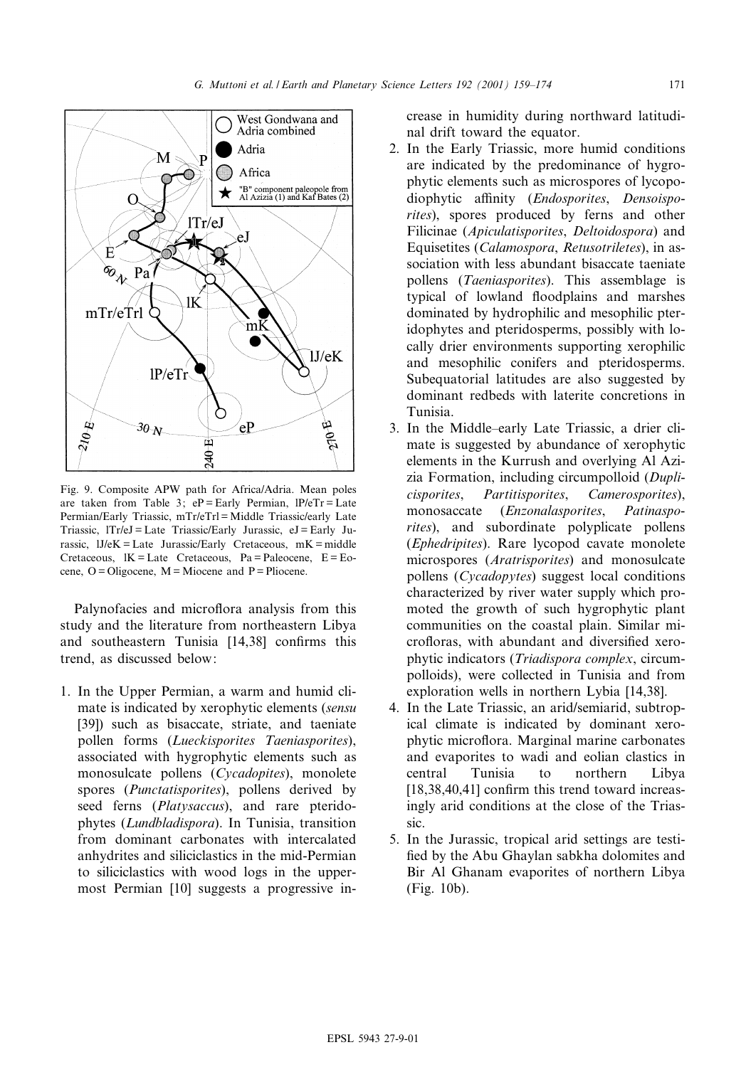Fig. 9. Composite APW path for Africa/Adria. Mean poles are taken from Table 3; eP = Early Permian, lP/eTr = Late Permian/Early Triassic, mTr/eTrl = Middle Triassic/early Late Triassic, lTr/eJ = Late Triassic/Early Jurassic, eJ = Early Jurassic, lJ/eK = Late Jurassic/Early Cretaceous, mK = middle Cretaceous, lK = Late Cretaceous, Pa = Paleocene, E = Eocene, O = Oligocene, M = Miocene and P = Pliocene.

Palynofacies and microflora analysis from this study and the literature from northeastern Libya and southeastern Tunisia [14,38] confirms this trend, as discussed below:

1. In the Upper Permian, a warm and humid climate is indicated by xerophytic elements (*sensu* [39]) such as bisaccate, striate, and taeniate pollen forms (*Lueckisporites Taeniasporites*), associated with hygrophytic elements such as monosulcate pollens (*Cycadopites*), monolete spores (*Punctatisporites*), pollens derived by seed ferns (*Platysaccus*), and rare pteridophytes (*Lundbladispora*). In Tunisia, transition from dominant carbonates with intercalated anhydrites and siliciclastics in the mid-Permian to siliciclastics with wood logs in the uppermost Permian [10] suggests a progressive increase in humidity during northward latitudinal drift toward the equator.
2. In the Early Triassic, more humid conditions are indicated by the predominance of hygrophytic elements such as microspores of lycopodiophytic affinity (*Endosporites*, *Densoisporites*), spores produced by ferns and other Filicinae (*Apiculatisporites*, *Deltoidospora*) and Equisetites (*Calamospora*, *Retusotriletes*), in association with less abundant bisaccate taeniate pollens (*Taeniasporites*). This assemblage is typical of lowland floodplains and marshes dominated by hydrophilic and mesophilic pteridophytes and pteridosperms, possibly with locally drier environments supporting xerophilic and mesophilic conifers and pteridosperms. Subequatorial latitudes are also suggested by dominant redbeds with laterite concretions in Tunisia.
3. In the Middle–early Late Triassic, a drier climate is suggested by abundance of xerophytic elements in the Kurrush and overlying Al Azizia Formation, including circumpolloid (*Duplicisporites*, *Partitisporites*, *Camerosporites*), monosaccate (*Enzonalasporites*, *Patinasporites*), and subordinate polyplicate pollens (*Ephedripites*). Rare lycopod cavate monolete microspores (*Aratrisporites*) and monosulcate pollens (*Cycadopytes*) suggest local conditions characterized by river water supply which promoted the growth of such hygrophytic plant communities on the coastal plain. Similar microfloras, with abundant and diversified xerophytic indicators (*Triadispora complex*, circumpolloids), were collected in Tunisia and from exploration wells in northern Lybia [14,38].
4. In the Late Triassic, an arid/semiarid, subtropical climate is indicated by dominant xerophytic microflora. Marginal marine carbonates and evaporites to wadi and eolian clastics in central Tunisia to northern Libya [18,38,40,41] confirm this trend toward increasingly arid conditions at the close of the Triassic.
5. In the Jurassic, tropical arid settings are testified by the Abu Ghaylan sabkha dolomites and Bir Al Ghanam evaporites of northern Libya (Fig. 10b).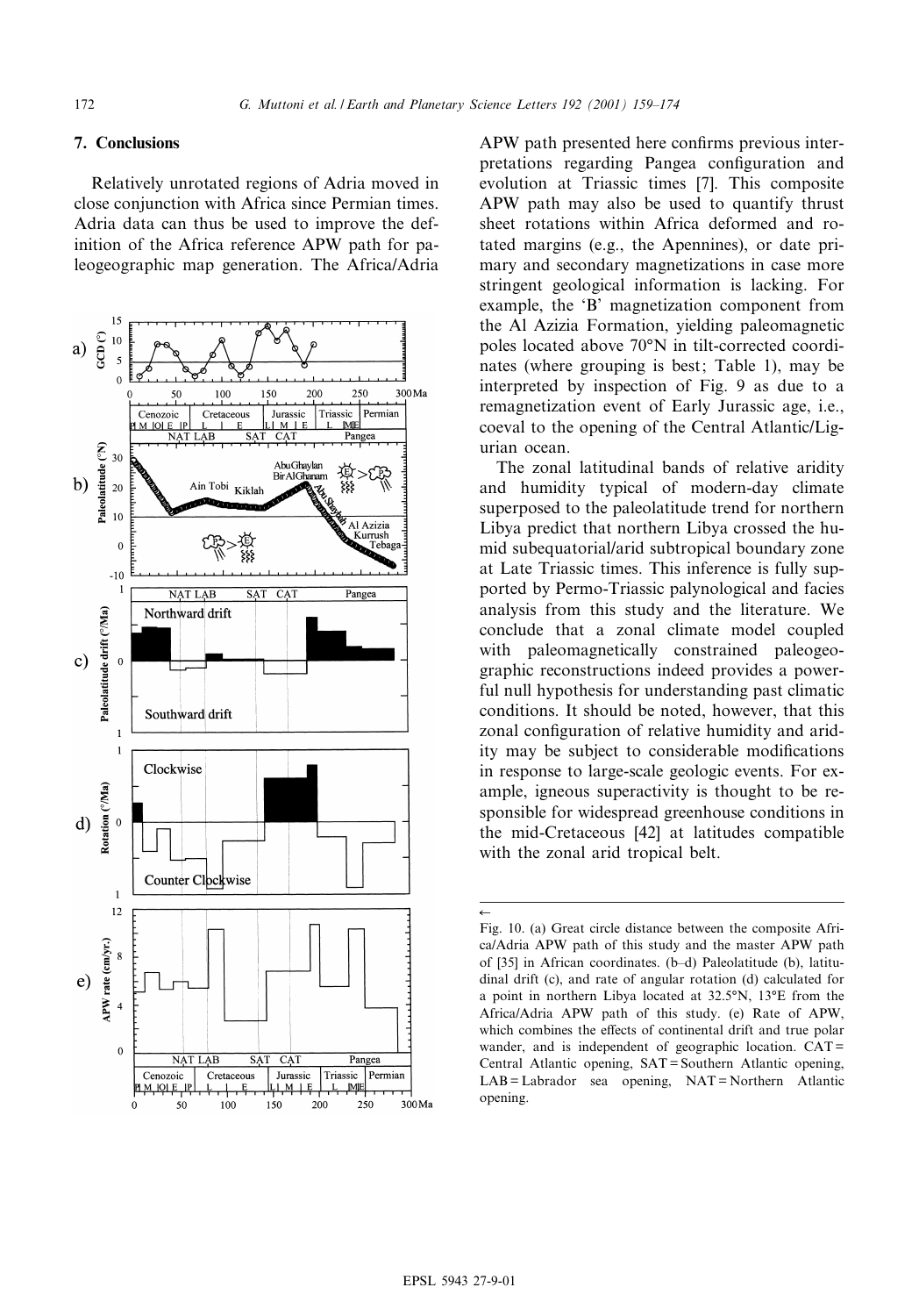## 7. Conclusions

Relatively unrotated regions of Adria moved in close conjunction with Africa since Permian times. Adria data can thus be used to improve the definition of the Africa reference APW path for paleogeographic map generation. The Africa/Adria APW path presented here confirms previous interpretations regarding Pangea configuration and evolution at Triassic times [7]. This composite APW path may also be used to quantify thrust sheet rotations within Africa deformed and rotated margins (e.g., the Apennines), or date primary and secondary magnetizations in case more stringent geological information is lacking. For example, the 'B' magnetization component from the Al Azizia Formation, yielding paleomagnetic poles located above 70°N in tilt-corrected coordinates (where grouping is best; Table 1), may be interpreted by inspection of Fig. 9 as due to a remagnetization event of Early Jurassic age, i.e., coeval to the opening of the Central Atlantic/Ligurian ocean.

The zonal latitudinal bands of relative aridity and humidity typical of modern-day climate superposed to the paleolatitude trend for northern Libya predict that northern Libya crossed the humid subequatorial/arid subtropical boundary zone at Late Triassic times. This inference is fully supported by Permo-Triassic palynological and facies analysis from this study and the literature. We conclude that a zonal climate model coupled with paleomagnetically constrained paleogeographic reconstructions indeed provides a powerful null hypothesis for understanding past climatic conditions. It should be noted, however, that this zonal configuration of relative humidity and aridity may be subject to considerable modifications in response to large-scale geologic events. For example, igneous superactivity is thought to be responsible for widespread greenhouse conditions in the mid-Cretaceous [42] at latitudes compatible with the zonal arid tropical belt.

Fig. 10. (a) Great circle distance between the composite Africa/Adria APW path of this study and the master APW path of [35] in African coordinates. (b–d) Paleolatitude (b), latitudinal drift (c), and rate of angular rotation (d) calculated for a point in northern Libya located at 32.5°N, 13°E from the Africa/Adria APW path of this study. (e) Rate of APW, which combines the effects of continental drift and true polar wander, and is independent of geographic location. CAT = Central Atlantic opening, SAT = Southern Atlantic opening, LAB = Labrador sea opening, NAT = Northern Atlantic opening.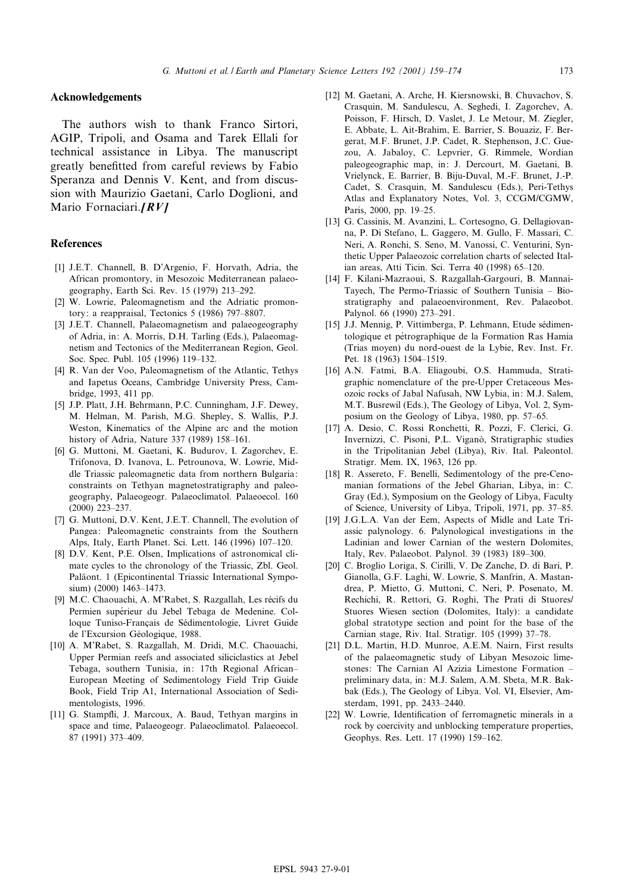## Acknowledgements

The authors wish to thank Franco Sirtori, AGIP, Tripoli, and Osama and Tarek Ellali for technical assistance in Libya. The manuscript greatly benefitted from careful reviews by Fabio Speranza and Dennis V. Kent, and from discussion with Maurizio Gaetani, Carlo Doglioni, and Mario Fornaciari.*[RV]*

## References

[1] J.E.T. Channell, B. D'Argenio, F. Horvath, Adria, the African promontory, in Mesozoic Mediterranean palaeogeography, Earth Sci. Rev. 15 (1979) 213–292.

[2] W. Lowrie, Paleomagnetism and the Adriatic promontory: a reappraisal, Tectonics 5 (1986) 797–8807.

[3] J.E.T. Channell, Palaeomagnetism and palaeogeography of Adria, in: A. Morris, D.H. Tarling (Eds.), Palaeomagnetism and Tectonics of the Mediterranean Region, Geol. Soc. Spec. Publ. 105 (1996) 119–132.

[4] R. Van der Voo, Paleomagnetism of the Atlantic, Tethys and Iapetus Oceans, Cambridge University Press, Cambridge, 1993, 411 pp.

[5] J.P. Platt, J.H. Behrmann, P.C. Cunningham, J.F. Dewey, M. Helman, M. Parish, M.G. Shepley, S. Wallis, P.J. Weston, Kinematics of the Alpine arc and the motion history of Adria, Nature 337 (1989) 158–161.

[6] G. Muttoni, M. Gaetani, K. Budurov, I. Zagorchev, E. Trifonova, D. Ivanova, L. Petrounova, W. Lowrie, Middle Triassic paleomagnetic data from northern Bulgaria: constraints on Tethyan magnetostratigraphy and paleogeography, Palaeogeogr. Palaeoclimatol. Palaeoecol. 160 (2000) 223–237.

[7] G. Muttoni, D.V. Kent, J.E.T. Channell, The evolution of Pangea: Paleomagnetic constraints from the Southern Alps, Italy, Earth Planet. Sci. Lett. 146 (1996) 107–120.

[8] D.V. Kent, P.E. Olsen, Implications of astronomical climate cycles to the chronology of the Triassic, Zbl. Geol. Paläont. 1 (Epicontinental Triassic International Symposium) (2000) 1463–1473.

[9] M.C. Chaouachi, A. M'Rabet, S. Razgallah, Les récifs du Permien supérieur du Jebel Tebaga de Medenine. Colloque Tuniso-Français de Sédimentologie, Livret Guide de l'Excursion Géologique, 1988.

[10] A. M'Rabet, S. Razgallah, M. Dridi, M.C. Chaouachi, Upper Permian reefs and associated siliciclastics at Jebel Tebaga, southern Tunisia, in: 17th Regional African–European Meeting of Sedimentology Field Trip Guide Book, Field Trip A1, International Association of Sedimentologists, 1996.

[11] G. Stampfli, J. Marcoux, A. Baud, Tethyan margins in space and time, Palaeogeogr. Palaeoclimatol. Palaeoecol. 87 (1991) 373–409.

[12] M. Gaetani, A. Arche, H. Kiersnowski, B. Chuvachov, S. Crasquin, M. Sandulescu, A. Seghedi, I. Zagorchev, A. Poisson, F. Hirsch, D. Vaslet, J. Le Metour, M. Ziegler, E. Abbate, L. Ait-Brahim, E. Barrier, S. Bouaziz, F. Bergerat, M.F. Brunet, J.P. Cadet, R. Stephenson, J.C. Guezou, A. Jabaloy, C. Lepvrier, G. Rimmele, Wordian paleogeographic map, in: J. Dercourt, M. Gaetani, B. Vrielynck, E. Barrier, B. Biju-Duval, M.-F. Brunet, J.-P. Cadet, S. Crasquin, M. Sandulescu (Eds.), Peri-Tethys Atlas and Explanatory Notes, Vol. 3, CCGM/CGMW, Paris, 2000, pp. 19–25.

[13] G. Cassinis, M. Avanzini, L. Cortesogno, G. Dellagiovanna, P. Di Stefano, L. Gaggero, M. Gullo, F. Massari, C. Neri, A. Ronchi, S. Seno, M. Vanossi, C. Venturini, Synthetic Upper Palaeozoic correlation charts of selected Italian areas, Atti Ticin. Sci. Terra 40 (1998) 65–120.

[14] F. Kilani-Mazraoui, S. Razgallah-Gargouri, B. Mannai-Tayech, The Permo-Triassic of Southern Tunisia – Biostratigraphy and palaeoenvironment, Rev. Palaeobot. Palynol. 66 (1990) 273–291.

[15] J.J. Mennig, P. Vittimberga, P. Lehmann, Etude sédimentologique et pétrographique de la Formation Ras Hamia (Trias moyen) du nord-ouest de la Lybie, Rev. Inst. Fr. Pet. 18 (1963) 1504–1519.

[16] A.N. Fatmi, B.A. Eliagoubi, O.S. Hammuda, Stratigraphic nomenclature of the pre-Upper Cretaceous Mesozoic rocks of Jabal Nafusah, NW Lybia, in: M.J. Salem, M.T. Busrewil (Eds.), The Geology of Libya, Vol. 2, Symposium on the Geology of Libya, 1980, pp. 57–65.

[17] A. Desio, C. Rossi Ronchetti, R. Pozzi, F. Clerici, G. Invernizzi, C. Pisoni, P.L. Viganò, Stratigraphic studies in the Tripolitanian Jebel (Libya), Riv. Ital. Paleontol. Stratigr. Mem. IX, 1963, 126 pp.

[18] R. Assereto, F. Benelli, Sedimentology of the pre-Cenomanian formations of the Jebel Gharian, Libya, in: C. Gray (Ed.), Symposium on the Geology of Libya, Faculty of Science, University of Libya, Tripoli, 1971, pp. 37–85.

[19] J.G.L.A. Van der Eem, Aspects of Midle and Late Triassic palynology. 6. Palynological investigations in the Ladinian and lower Carnian of the western Dolomites, Italy, Rev. Palaeobot. Palynol. 39 (1983) 189–300.

[20] C. Broglio Loriga, S. Cirilli, V. De Zanche, D. di Bari, P. Gianolla, G.F. Laghi, W. Lowrie, S. Manfrin, A. Mastandrea, P. Mietto, G. Muttoni, C. Neri, P. Posenato, M. Rechichi, R. Rettori, G. Roghi, The Prati di Stuores/Stuores Wiesen section (Dolomites, Italy): a candidate global stratotype section and point for the base of the Carnian stage, Riv. Ital. Stratigr. 105 (1999) 37–78.

[21] D.L. Martin, H.D. Munroe, A.E.M. Nairn, First results of the palaeomagnetic study of Libyan Mesozoic limestones: The Carnian Al Azizia Limestone Formation – preliminary data, in: M.J. Salem, A.M. Sbeta, M.R. Bakbak (Eds.), The Geology of Libya. Vol. VI, Elsevier, Amsterdam, 1991, pp. 2433–2440.

[22] W. Lowrie, Identification of ferromagnetic minerals in a rock by coercivity and unblocking temperature properties, Geophys. Res. Lett. 17 (1990) 159–162.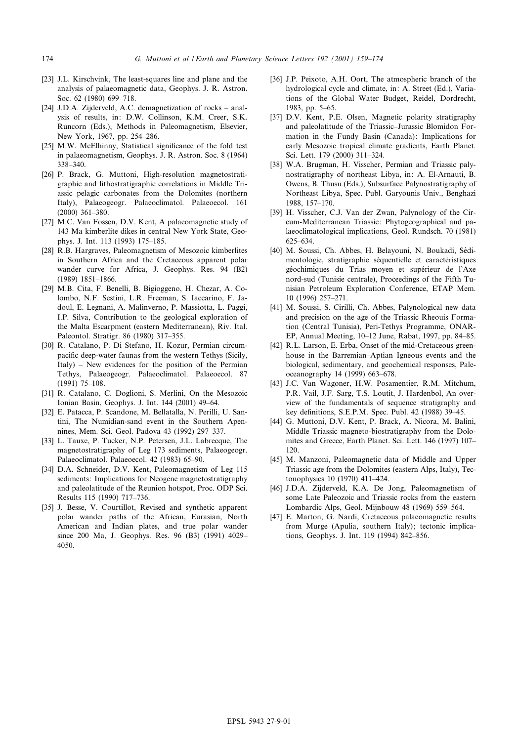[23] J.L. Kirschvink, The least-squares line and plane and the analysis of palaeomagnetic data, Geophys. J. R. Astron. Soc. 62 (1980) 699–718.

[24] J.D.A. Zijderveld, A.C. demagnetization of rocks – analysis of results, in: D.W. Collinson, K.M. Creer, S.K. Runcorn (Eds.), Methods in Paleomagnetism, Elsevier, New York, 1967, pp. 254–286.

[25] M.W. McElhinny, Statistical significance of the fold test in palaeomagnetism, Geophys. J. R. Astron. Soc. 8 (1964) 338–340.

[26] P. Brack, G. Muttoni, High-resolution magnetostratigraphic and lithostratigraphic correlations in Middle Triassic pelagic carbonates from the Dolomites (northern Italy), Palaeogeogr. Palaeoclimatol. Palaeoecol. 161 (2000) 361–380.

[27] M.C. Van Fossen, D.V. Kent, A palaeomagnetic study of 143 Ma kimberlite dikes in central New York State, Geophys. J. Int. 113 (1993) 175–185.

[28] R.B. Hargraves, Paleomagnetism of Mesozoic kimberlites in Southern Africa and the Cretaceous apparent polar wander curve for Africa, J. Geophys. Res. 94 (B2) (1989) 1851–1866.

[29] M.B. Cita, F. Benelli, B. Bigioggeno, H. Chezar, A. Colombo, N.F. Sestini, L.R. Freeman, S. Iaccarino, F. Jadoul, E. Legnani, A. Malinverno, P. Massiotta, L. Paggi, I.P. Silva, Contribution to the geological exploration of the Malta Escarpment (eastern Mediterranean), Riv. Ital. Paleontol. Stratigr. 86 (1980) 317–355.

[30] R. Catalano, P. Di Stefano, H. Kozur, Permian circumpacific deep-water faunas from the western Tethys (Sicily, Italy) – New evidences for the position of the Permian Tethys, Palaeogeogr. Palaeoclimatol. Palaeoecol. 87 (1991) 75–108.

[31] R. Catalano, C. Doglioni, S. Merlini, On the Mesozoic Ionian Basin, Geophys. J. Int. 144 (2001) 49–64.

[32] E. Patacca, P. Scandone, M. Bellatalla, N. Perilli, U. Santini, The Numidian-sand event in the Southern Apennines, Mem. Sci. Geol. Padova 43 (1992) 297–337.

[33] L. Tauxe, P. Tucker, N.P. Petersen, J.L. Labrecque, The magnetostratigraphy of Leg 173 sediments, Palaeogeogr. Palaeoclimatol. Palaeoecol. 42 (1983) 65–90.

[34] D.A. Schneider, D.V. Kent, Paleomagnetism of Leg 115 sediments: Implications for Neogene magnetostratigraphy and paleolatitude of the Reunion hotspot, Proc. ODP Sci. Results 115 (1990) 717–736.

[35] J. Besse, V. Courtillot, Revised and synthetic apparent polar wander paths of the African, Eurasian, North American and Indian plates, and true polar wander since 200 Ma, J. Geophys. Res. 96 (B3) (1991) 4029–4050.

[36] J.P. Peixoto, A.H. Oort, The atmospheric branch of the hydrological cycle and climate, in: A. Street (Ed.), Variations of the Global Water Budget, Reidel, Dordrecht, 1983, pp. 5–65.

[37] D.V. Kent, P.E. Olsen, Magnetic polarity stratigraphy and paleolatitude of the Triassic–Jurassic Blomidon Formation in the Fundy Basin (Canada): Implications for early Mesozoic tropical climate gradients, Earth Planet. Sci. Lett. 179 (2000) 311–324.

[38] W.A. Brugman, H. Visscher, Permian and Triassic palynostratigraphy of northeast Libya, in: A. El-Arnauti, B. Owens, B. Thusu (Eds.), Subsurface Palynostratigraphy of Northeast Libya, Spec. Publ. Garyounis Univ., Benghazi 1988, 157–170.

[39] H. Visscher, C.J. Van der Zwan, Palynology of the Circum-Mediterranean Triassic: Phytogeographical and palaeoclimatological implications, Geol. Rundsch. 70 (1981) 625–634.

[40] M. Soussi, Ch. Abbes, H. Belayouni, N. Boukadi, Sédimentologie, stratigraphie séquentielle et caractéristiques géochimiques du Trias moyen et supérieur de l'Axe nord-sud (Tunisie centrale), Proceedings of the Fifth Tunisian Petroleum Exploration Conference, ETAP Mem. 10 (1996) 257–271.

[41] M. Soussi, S. Cirilli, Ch. Abbes, Palynological new data and precision on the age of the Triassic Rheouis Formation (Central Tunisia), Peri-Tethys Programme, ONAREP, Annual Meeting, 10–12 June, Rabat, 1997, pp. 84–85.

[42] R.L. Larson, E. Erba, Onset of the mid-Cretaceous greenhouse in the Barremian–Aptian Igneous events and the biological, sedimentary, and geochemical responses, Paleoceanography 14 (1999) 663–678.

[43] J.C. Van Wagoner, H.W. Posamentier, R.M. Mitchum, P.R. Vail, J.F. Sarg, T.S. Loutit, J. Hardenbol, An overview of the fundamentals of sequence stratigraphy and key definitions, S.E.P.M. Spec. Publ. 42 (1988) 39–45.

[44] G. Muttoni, D.V. Kent, P. Brack, A. Nicora, M. Balini, Middle Triassic magneto-biostratigraphy from the Dolomites and Greece, Earth Planet. Sci. Lett. 146 (1997) 107–120.

[45] M. Manzoni, Paleomagnetic data of Middle and Upper Triassic age from the Dolomites (eastern Alps, Italy), Tectonophysics 10 (1970) 411–424.

[46] J.D.A. Zijderveld, K.A. De Jong, Paleomagnetism of some Late Paleozoic and Triassic rocks from the eastern Lombardic Alps, Geol. Mijnbouw 48 (1969) 559–564.

[47] E. Marton, G. Nardi, Cretaceous palaeomagnetic results from Murge (Apulia, southern Italy); tectonic implications, Geophys. J. Int. 119 (1994) 842–856.